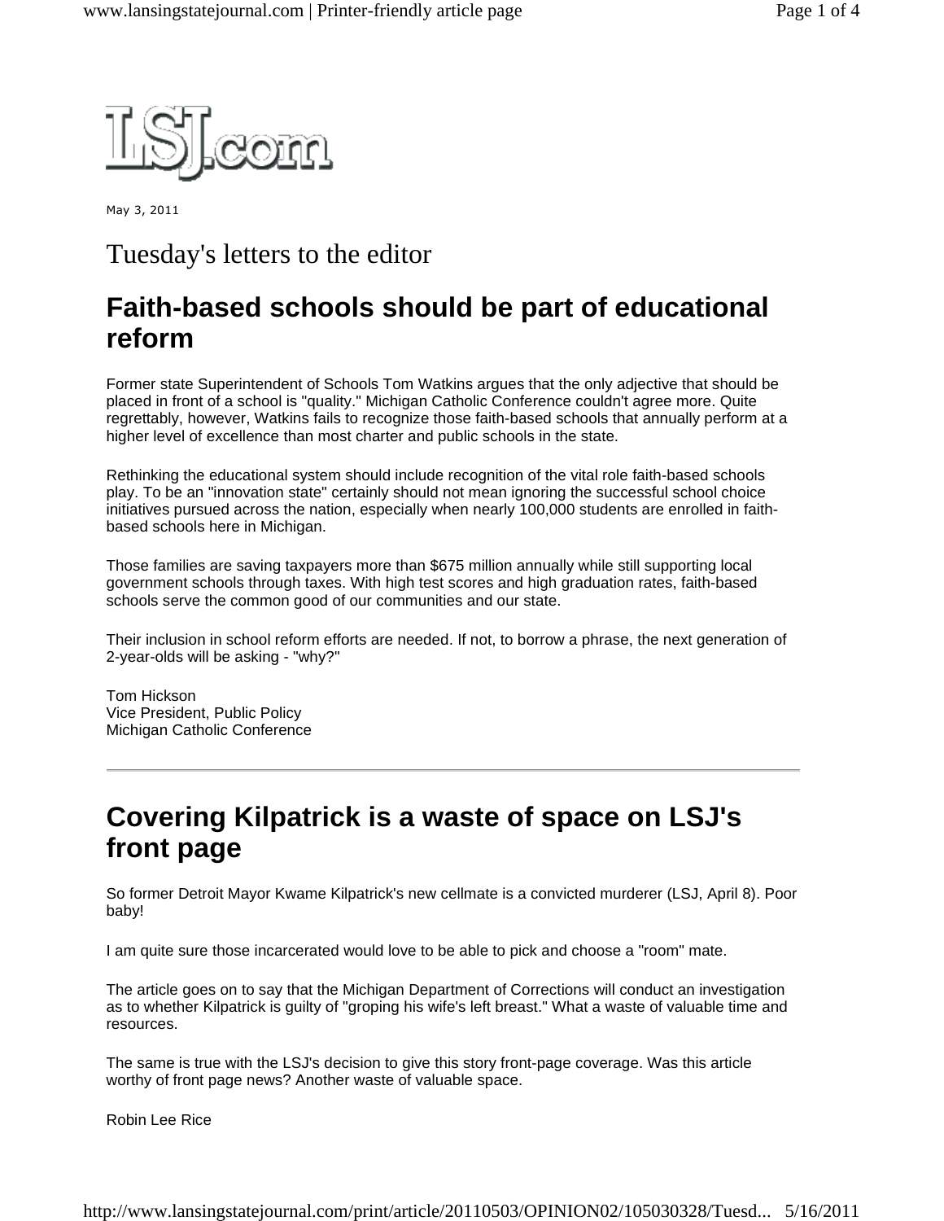May 3, 2011

# Tuesday's letters to the editor

## Faith-based schools should be part of educational reform

Former state Superintendent of Schools Tom Watkins argues that the only adjective that should be placed in front of a school is "quality." Michigan Catholic Conference couldn't agree more. Quite regrettably, however, Watkins fails to recognize those faith-based schools that annually perform at a higher level of excellence than most charter and public schools in the state.

Rethinking the educational system should include recognition of the vital role faith-based schools play. To be an "innovation state" certainly should not mean ignoring the successful school choice initiatives pursued across the nation, especially when nearly 100,000 students are enrolled in faith-based schools here in Michigan.

Those families are saving taxpayers more than $675 million annually while still supporting local government schools through taxes. With high test scores and high graduation rates, faith-based schools serve the common good of our communities and our state.

Their inclusion in school reform efforts are needed. If not, to borrow a phrase, the next generation of 2-year-olds will be asking - "why?"

Tom Hickson
Vice President, Public Policy
Michigan Catholic Conference

---

## Covering Kilpatrick is a waste of space on LSJ's front page

So former Detroit Mayor Kwame Kilpatrick's new cellmate is a convicted murderer (LSJ, April 8). Poor baby!

I am quite sure those incarcerated would love to be able to pick and choose a "room" mate.

The article goes on to say that the Michigan Department of Corrections will conduct an investigation as to whether Kilpatrick is guilty of "groping his wife's left breast." What a waste of valuable time and resources.

The same is true with the LSJ's decision to give this story front-page coverage. Was this article worthy of front page news? Another waste of valuable space.

Robin Lee Rice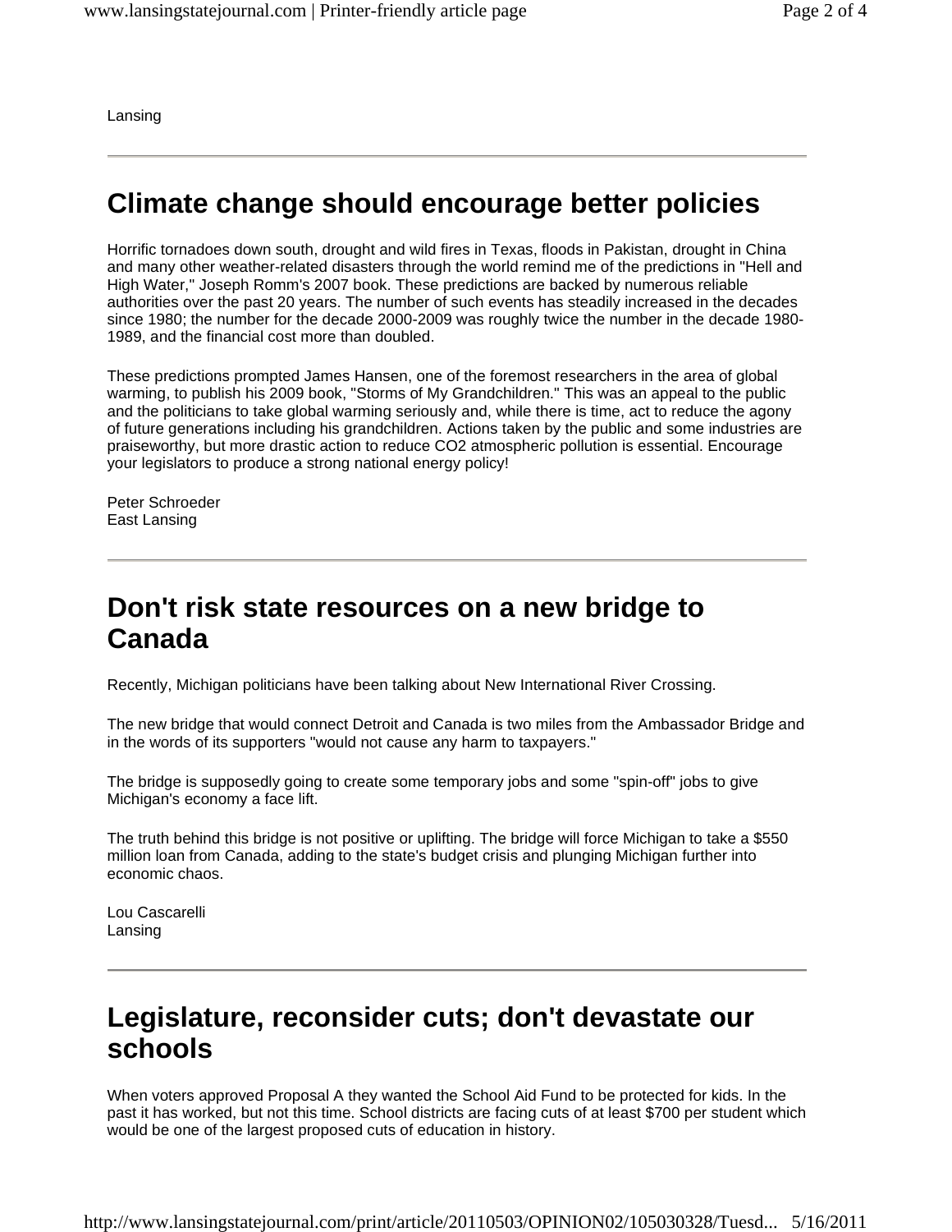Lansing

---

## Climate change should encourage better policies

Horrific tornadoes down south, drought and wild fires in Texas, floods in Pakistan, drought in China and many other weather-related disasters through the world remind me of the predictions in "Hell and High Water," Joseph Romm's 2007 book. These predictions are backed by numerous reliable authorities over the past 20 years. The number of such events has steadily increased in the decades since 1980; the number for the decade 2000-2009 was roughly twice the number in the decade 1980-1989, and the financial cost more than doubled.

These predictions prompted James Hansen, one of the foremost researchers in the area of global warming, to publish his 2009 book, "Storms of My Grandchildren." This was an appeal to the public and the politicians to take global warming seriously and, while there is time, act to reduce the agony of future generations including his grandchildren. Actions taken by the public and some industries are praiseworthy, but more drastic action to reduce $CO_2$ atmospheric pollution is essential. Encourage your legislators to produce a strong national energy policy!

Peter Schroeder
East Lansing

---

## Don't risk state resources on a new bridge to Canada

Recently, Michigan politicians have been talking about New International River Crossing.

The new bridge that would connect Detroit and Canada is two miles from the Ambassador Bridge and in the words of its supporters "would not cause any harm to taxpayers."

The bridge is supposedly going to create some temporary jobs and some "spin-off" jobs to give Michigan's economy a face lift.

The truth behind this bridge is not positive or uplifting. The bridge will force Michigan to take a $550 million loan from Canada, adding to the state's budget crisis and plunging Michigan further into economic chaos.

Lou Cascarelli
Lansing

---

## Legislature, reconsider cuts; don't devastate our schools

When voters approved Proposal A they wanted the School Aid Fund to be protected for kids. In the past it has worked, but not this time. School districts are facing cuts of at least $700 per student which would be one of the largest proposed cuts of education in history.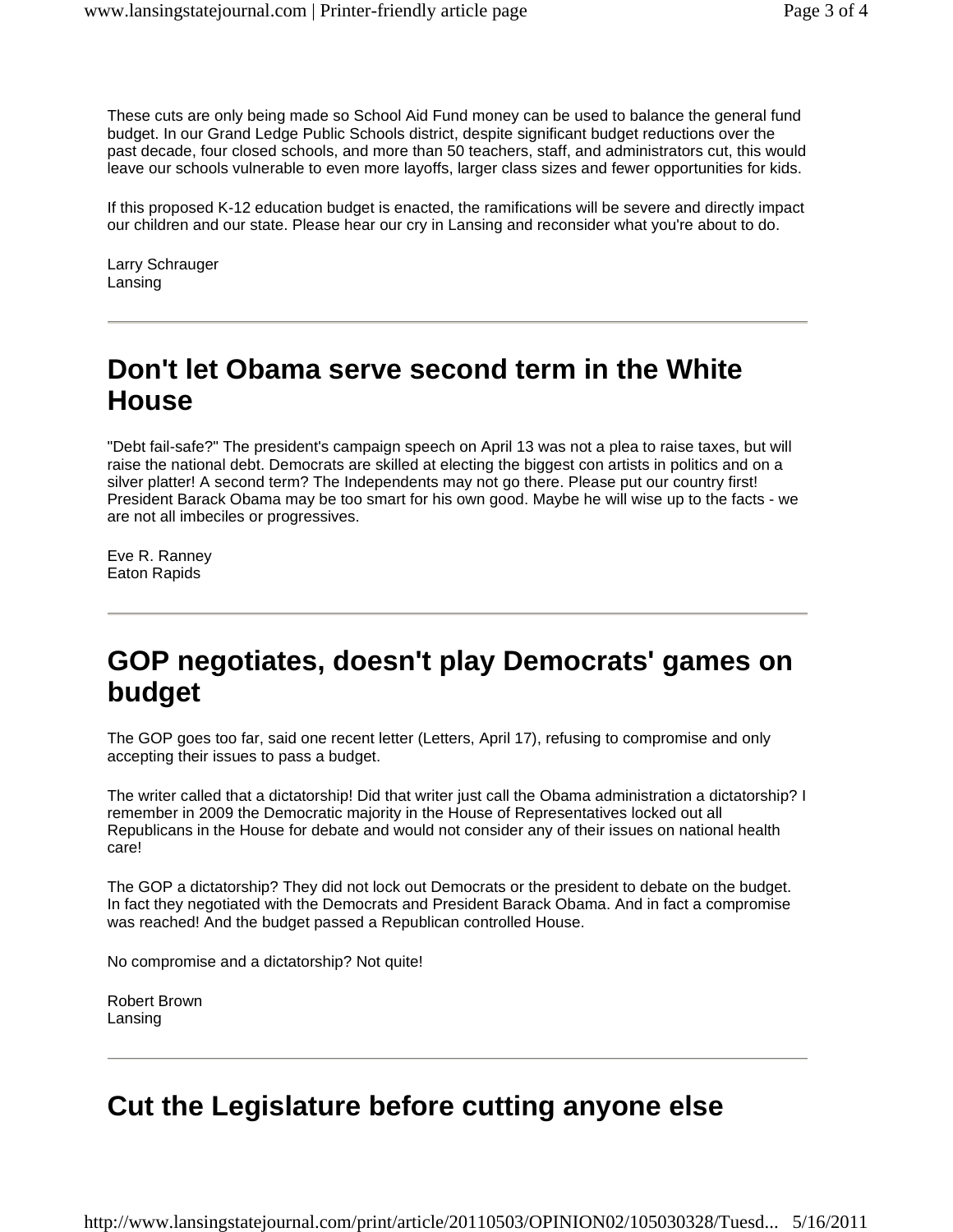These cuts are only being made so School Aid Fund money can be used to balance the general fund budget. In our Grand Ledge Public Schools district, despite significant budget reductions over the past decade, four closed schools, and more than 50 teachers, staff, and administrators cut, this would leave our schools vulnerable to even more layoffs, larger class sizes and fewer opportunities for kids.

If this proposed K-12 education budget is enacted, the ramifications will be severe and directly impact our children and our state. Please hear our cry in Lansing and reconsider what you're about to do.

Larry Schrauger
Lansing

---

## Don't let Obama serve second term in the White House

"Debt fail-safe?" The president's campaign speech on April 13 was not a plea to raise taxes, but will raise the national debt. Democrats are skilled at electing the biggest con artists in politics and on a silver platter! A second term? The Independents may not go there. Please put our country first! President Barack Obama may be too smart for his own good. Maybe he will wise up to the facts - we are not all imbeciles or progressives.

Eve R. Ranney
Eaton Rapids

---

## GOP negotiates, doesn't play Democrats' games on budget

The GOP goes too far, said one recent letter (Letters, April 17), refusing to compromise and only accepting their issues to pass a budget.

The writer called that a dictatorship! Did that writer just call the Obama administration a dictatorship? I remember in 2009 the Democratic majority in the House of Representatives locked out all Republicans in the House for debate and would not consider any of their issues on national health care!

The GOP a dictatorship? They did not lock out Democrats or the president to debate on the budget. In fact they negotiated with the Democrats and President Barack Obama. And in fact a compromise was reached! And the budget passed a Republican controlled House.

No compromise and a dictatorship? Not quite!

Robert Brown
Lansing

---

## Cut the Legislature before cutting anyone else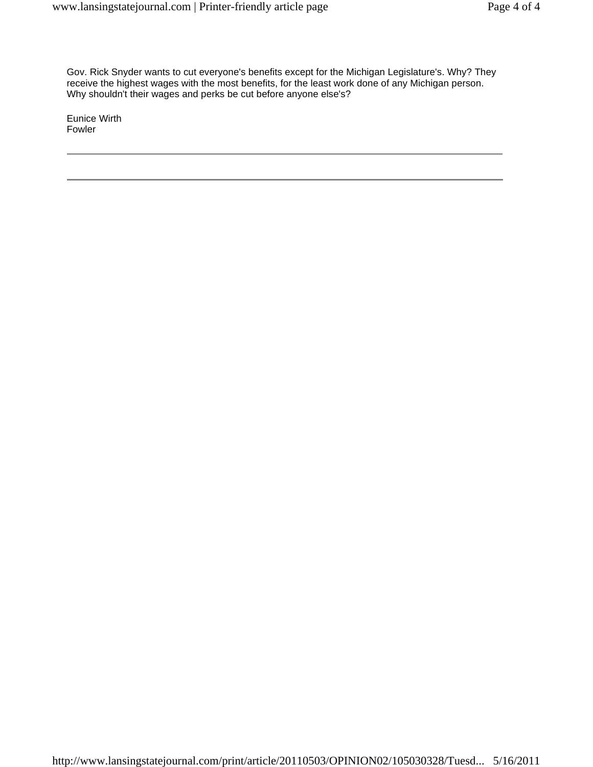Gov. Rick Snyder wants to cut everyone's benefits except for the Michigan Legislature's. Why? They receive the highest wages with the most benefits, for the least work done of any Michigan person. Why shouldn't their wages and perks be cut before anyone else's?

Eunice Wirth
Fowler

---

---